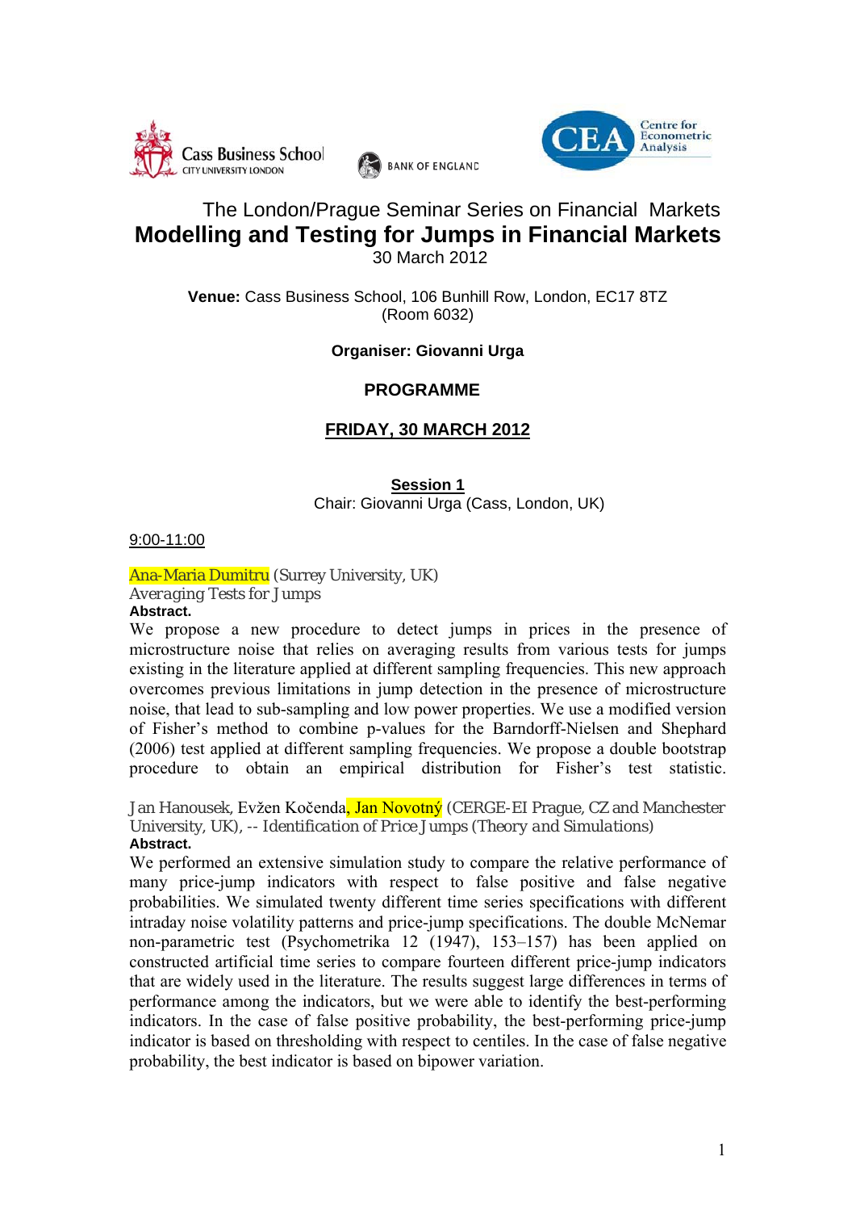Cass Business School
CITY UNIVERSITY LONDON

BANK OF ENGLAND

CEA Centre for Econometric Analysis

The London/Prague Seminar Series on Financial Markets

# Modelling and Testing for Jumps in Financial Markets

30 March 2012

**Venue:** Cass Business School, 106 Bunhill Row, London, EC17 8TZ (Room 6032)

**Organiser: Giovanni Urga**

## PROGRAMME

## FRIDAY, 30 MARCH 2012

### Session 1

Chair: Giovanni Urga (Cass, London, UK)

9:00-11:00

Ana-Maria Dumitru (Surrey University, UK)
*Averaging Tests for Jumps*

**Abstract.**

We propose a new procedure to detect jumps in prices in the presence of microstructure noise that relies on averaging results from various tests for jumps existing in the literature applied at different sampling frequencies. This new approach overcomes previous limitations in jump detection in the presence of microstructure noise, that lead to sub-sampling and low power properties. We use a modified version of Fisher's method to combine p-values for the Barndorff-Nielsen and Shephard (2006) test applied at different sampling frequencies. We propose a double bootstrap procedure to obtain an empirical distribution for Fisher's test statistic.

Jan Hanousek, Evžen Kočenda, Jan Novotný (CERGE-EI Prague, CZ and Manchester University, UK), -- *Identification of Price Jumps (Theory and Simulations)*

**Abstract.**

We performed an extensive simulation study to compare the relative performance of many price-jump indicators with respect to false positive and false negative probabilities. We simulated twenty different time series specifications with different intraday noise volatility patterns and price-jump specifications. The double McNemar non-parametric test (Psychometrika 12 (1947), 153–157) has been applied on constructed artificial time series to compare fourteen different price-jump indicators that are widely used in the literature. The results suggest large differences in terms of performance among the indicators, but we were able to identify the best-performing indicators. In the case of false positive probability, the best-performing price-jump indicator is based on thresholding with respect to centiles. In the case of false negative probability, the best indicator is based on bipower variation.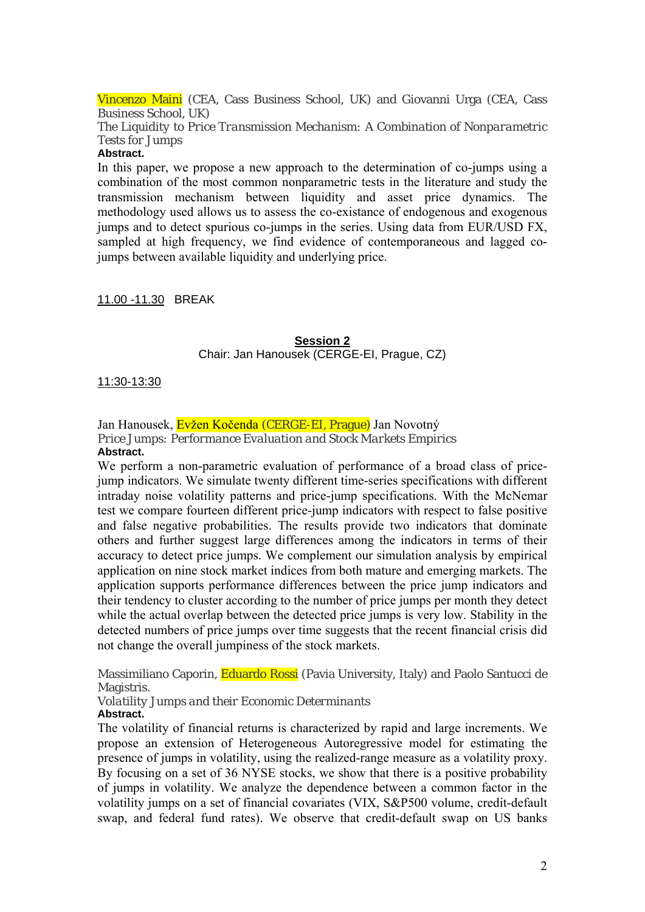Vincenzo Maini (CEA, Cass Business School, UK) and Giovanni Urga (CEA, Cass Business School, UK)

*The Liquidity to Price Transmission Mechanism: A Combination of Nonparametric Tests for Jumps*

**Abstract.**

In this paper, we propose a new approach to the determination of co-jumps using a combination of the most common nonparametric tests in the literature and study the transmission mechanism between liquidity and asset price dynamics. The methodology used allows us to assess the co-existance of endogenous and exogenous jumps and to detect spurious co-jumps in the series. Using data from EUR/USD FX, sampled at high frequency, we find evidence of contemporaneous and lagged co-jumps between available liquidity and underlying price.

11.00 -11.30 BREAK

**Session 2**

Chair: Jan Hanousek (CERGE-EI, Prague, CZ)

11:30-13:30

Jan Hanousek, Evžen Kočenda (CERGE-EI, Prague) Jan Novotný

*Price Jumps: Performance Evaluation and Stock Markets Empirics*

**Abstract.**

We perform a non-parametric evaluation of performance of a broad class of price-jump indicators. We simulate twenty different time-series specifications with different intraday noise volatility patterns and price-jump specifications. With the McNemar test we compare fourteen different price-jump indicators with respect to false positive and false negative probabilities. The results provide two indicators that dominate others and further suggest large differences among the indicators in terms of their accuracy to detect price jumps. We complement our simulation analysis by empirical application on nine stock market indices from both mature and emerging markets. The application supports performance differences between the price jump indicators and their tendency to cluster according to the number of price jumps per month they detect while the actual overlap between the detected price jumps is very low. Stability in the detected numbers of price jumps over time suggests that the recent financial crisis did not change the overall jumpiness of the stock markets.

Massimiliano Caporin, Eduardo Rossi (Pavia University, Italy) and Paolo Santucci de Magistris.

*Volatility Jumps and their Economic Determinants*

**Abstract.**

The volatility of financial returns is characterized by rapid and large increments. We propose an extension of Heterogeneous Autoregressive model for estimating the presence of jumps in volatility, using the realized-range measure as a volatility proxy. By focusing on a set of 36 NYSE stocks, we show that there is a positive probability of jumps in volatility. We analyze the dependence between a common factor in the volatility jumps on a set of financial covariates (VIX, S&P500 volume, credit-default swap, and federal fund rates). We observe that credit-default swap on US banks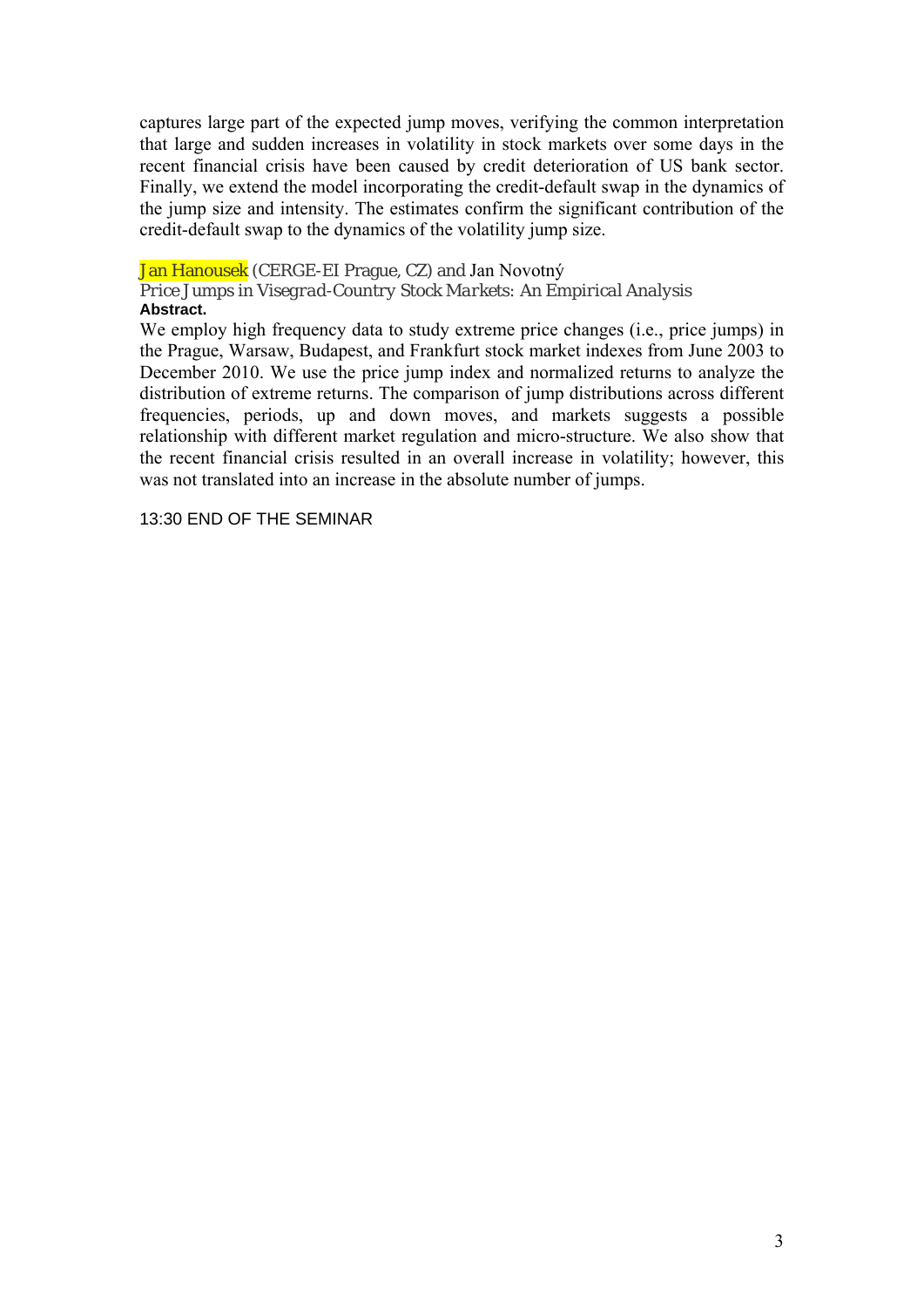captures large part of the expected jump moves, verifying the common interpretation that large and sudden increases in volatility in stock markets over some days in the recent financial crisis have been caused by credit deterioration of US bank sector. Finally, we extend the model incorporating the credit-default swap in the dynamics of the jump size and intensity. The estimates confirm the significant contribution of the credit-default swap to the dynamics of the volatility jump size.

Jan Hanousek (CERGE-EI Prague, CZ) and Jan Novotný

*Price Jumps in Visegrad-Country Stock Markets: An Empirical Analysis*

**Abstract.**

We employ high frequency data to study extreme price changes (i.e., price jumps) in the Prague, Warsaw, Budapest, and Frankfurt stock market indexes from June 2003 to December 2010. We use the price jump index and normalized returns to analyze the distribution of extreme returns. The comparison of jump distributions across different frequencies, periods, up and down moves, and markets suggests a possible relationship with different market regulation and micro-structure. We also show that the recent financial crisis resulted in an overall increase in volatility; however, this was not translated into an increase in the absolute number of jumps.

13:30 END OF THE SEMINAR